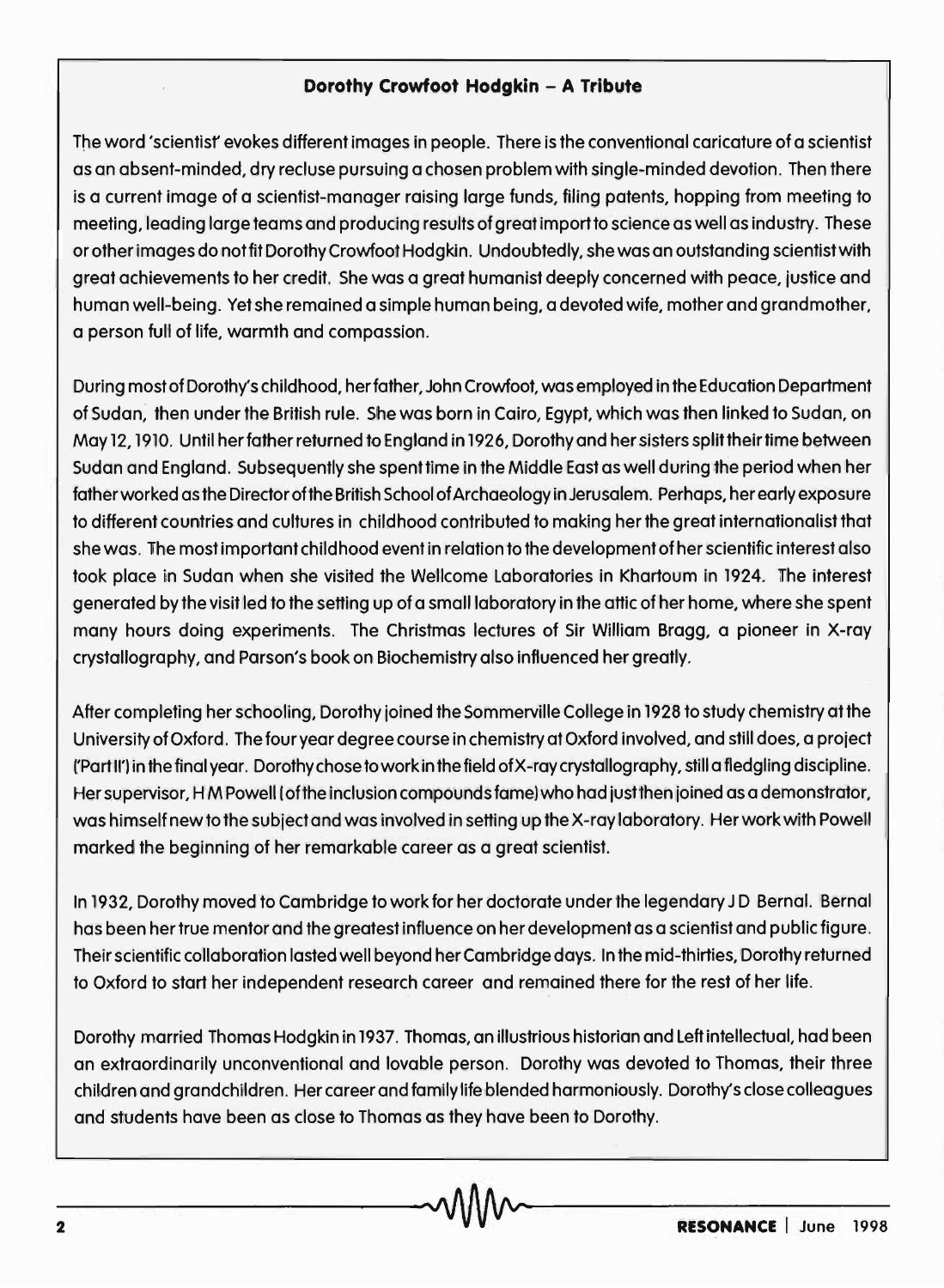## Dorothy Crowfoot Hodgkin – A Tribute

The word 'scientist' evokes different images in people. There is the conventional caricature of a scientist as an absent-minded, dry recluse pursuing a chosen problem with single-minded devotion. Then there is a current image of a scientist-manager raising large funds, filing patents, hopping from meeting to meeting, leading large teams and producing results of great import to science as well as industry. These or other images do not fit Dorothy Crowfoot Hodgkin. Undoubtedly, she was an outstanding scientist with great achievements to her credit. She was a great humanist deeply concerned with peace, justice and human well-being. Yet she remained a simple human being, a devoted wife, mother and grandmother, a person full of life, warmth and compassion.

During most of Dorothy's childhood, her father, John Crowfoot, was employed in the Education Department of Sudan, then under the British rule. She was born in Cairo, Egypt, which was then linked to Sudan, on May 12, 1910. Until her father returned to England in 1926, Dorothy and her sisters split their time between Sudan and England. Subsequently she spent time in the Middle East as well during the period when her father worked as the Director of the British School of Archaeology in Jerusalem. Perhaps, her early exposure to different countries and cultures in childhood contributed to making her the great internationalist that she was. The most important childhood event in relation to the development of her scientific interest also took place in Sudan when she visited the Wellcome Laboratories in Khartoum in 1924. The interest generated by the visit led to the setting up of a small laboratory in the attic of her home, where she spent many hours doing experiments. The Christmas lectures of Sir William Bragg, a pioneer in X-ray crystallography, and Parson's book on Biochemistry also influenced her greatly.

After completing her schooling, Dorothy joined the Sommerville College in 1928 to study chemistry at the University of Oxford. The four year degree course in chemistry at Oxford involved, and still does, a project ('Part II') in the final year. Dorothy chose to work in the field of X-ray crystallography, still a fledgling discipline. Her supervisor, H M Powell (of the inclusion compounds fame) who had just then joined as a demonstrator, was himself new to the subject and was involved in setting up the X-ray laboratory. Her work with Powell marked the beginning of her remarkable career as a great scientist.

In 1932, Dorothy moved to Cambridge to work for her doctorate under the legendary J D Bernal. Bernal has been her true mentor and the greatest influence on her development as a scientist and public figure. Their scientific collaboration lasted well beyond her Cambridge days. In the mid-thirties, Dorothy returned to Oxford to start her independent research career and remained there for the rest of her life.

Dorothy married Thomas Hodgkin in 1937. Thomas, an illustrious historian and Left intellectual, had been an extraordinarily unconventional and lovable person. Dorothy was devoted to Thomas, their three children and grandchildren. Her career and family life blended harmoniously. Dorothy's close colleagues and students have been as close to Thomas as they have been to Dorothy.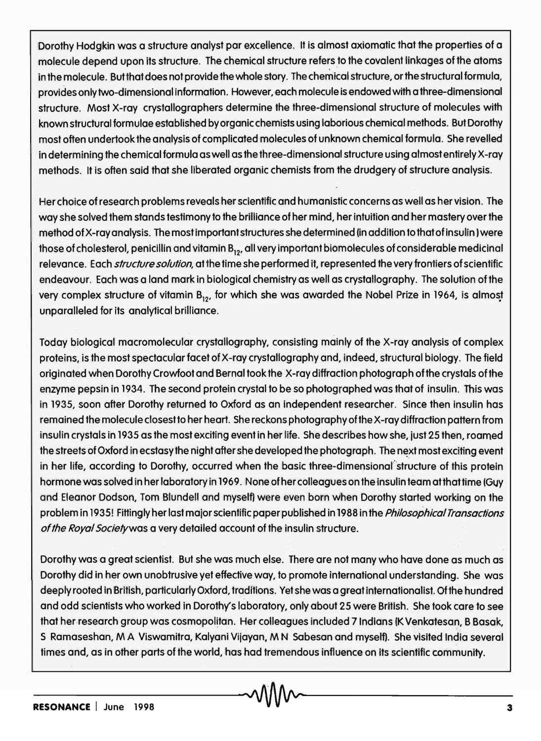Dorothy Hodgkin was a structure analyst par excellence. It is almost axiomatic that the properties of a molecule depend upon its structure. The chemical structure refers to the covalent linkages of the atoms in the molecule. But that does not provide the whole story. The chemical structure, or the structural formula, provides only two-dimensional information. However, each molecule is endowed with a three-dimensional structure. Most X-ray crystallographers determine the three-dimensional structure of molecules with known structural formulae established by organic chemists using laborious chemical methods. But Dorothy most often undertook the analysis of complicated molecules of unknown chemical formula. She revelled in determining the chemical formula as well as the three-dimensional structure using almost entirely X-ray methods. It is often said that she liberated organic chemists from the drudgery of structure analysis.

Her choice of research problems reveals her scientific and humanistic concerns as well as her vision. The way she solved them stands testimony to the brilliance of her mind, her intuition and her mastery over the method of X-ray analysis. The most important structures she determined (in addition to that of insulin) were those of cholesterol, penicillin and vitamin $B_{12}$, all very important biomolecules of considerable medicinal relevance. Each *structure solution*, at the time she performed it, represented the very frontiers of scientific endeavour. Each was a land mark in biological chemistry as well as crystallography. The solution of the very complex structure of vitamin $B_{12}$, for which she was awarded the Nobel Prize in 1964, is almost unparalleled for its analytical brilliance.

Today biological macromolecular crystallography, consisting mainly of the X-ray analysis of complex proteins, is the most spectacular facet of X-ray crystallography and, indeed, structural biology. The field originated when Dorothy Crowfoot and Bernal took the X-ray diffraction photograph of the crystals of the enzyme pepsin in 1934. The second protein crystal to be so photographed was that of insulin. This was in 1935, soon after Dorothy returned to Oxford as an independent researcher. Since then insulin has remained the molecule closest to her heart. She reckons photography of the X-ray diffraction pattern from insulin crystals in 1935 as the most exciting event in her life. She describes how she, just 25 then, roamed the streets of Oxford in ecstasy the night after she developed the photograph. The next most exciting event in her life, according to Dorothy, occurred when the basic three-dimensional structure of this protein hormone was solved in her laboratory in 1969. None of her colleagues on the insulin team at that time (Guy and Eleanor Dodson, Tom Blundell and myself) were even born when Dorothy started working on the problem in 1935! Fittingly her last major scientific paper published in 1988 in the *Philosophical Transactions of the Royal Society* was a very detailed account of the insulin structure.

Dorothy was a great scientist. But she was much else. There are not many who have done as much as Dorothy did in her own unobtrusive yet effective way, to promote international understanding. She was deeply rooted in British, particularly Oxford, traditions. Yet she was a great internationalist. Of the hundred and odd scientists who worked in Dorothy's laboratory, only about 25 were British. She took care to see that her research group was cosmopolitan. Her colleagues included 7 Indians (K Venkatesan, B Basak, S Ramaseshan, M A Viswamitra, Kalyani Vijayan, M N Sabesan and myself). She visited India several times and, as in other parts of the world, has had tremendous influence on its scientific community.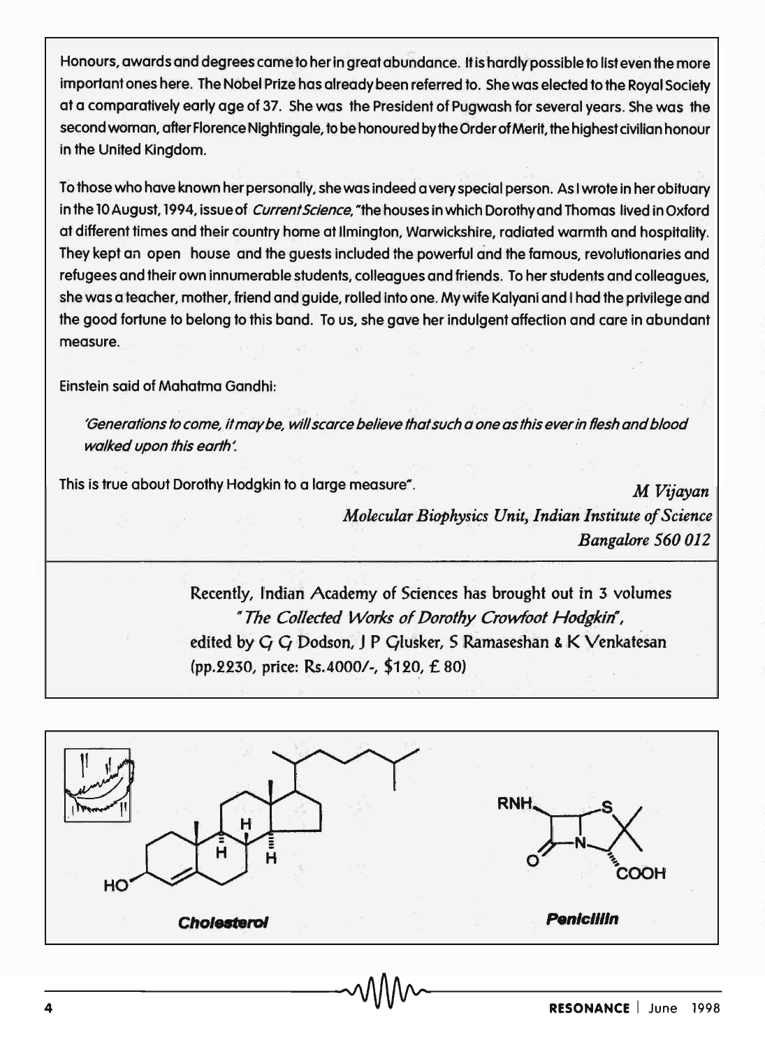Honours, awards and degrees came to her in great abundance. It is hardly possible to list even the more important ones here. The Nobel Prize has already been referred to. She was elected to the Royal Society at a comparatively early age of 37. She was the President of Pugwash for several years. She was the second woman, after Florence Nightingale, to be honoured by the Order of Merit, the highest civilian honour in the United Kingdom.

To those who have known her personally, she was indeed a very special person. As I wrote in her obituary in the 10 August, 1994, issue of *Current Science*, "the houses in which Dorothy and Thomas lived in Oxford at different times and their country home at Ilmington, Warwickshire, radiated warmth and hospitality. They kept an open house and the guests included the powerful and the famous, revolutionaries and refugees and their own innumerable students, colleagues and friends. To her students and colleagues, she was a teacher, mother, friend and guide, rolled into one. My wife Kalyani and I had the privilege and the good fortune to belong to this band. To us, she gave her indulgent affection and care in abundant measure.

Einstein said of Mahatma Gandhi:

> *'Generations to come, it may be, will scarce believe that such a one as this ever in flesh and blood walked upon this earth'.*

This is true about Dorothy Hodgkin to a large measure".

*M Vijayan*
*Molecular Biophysics Unit, Indian Institute of Science*
*Bangalore 560 012*

Recently, Indian Academy of Sciences has brought out in 3 volumes *"The Collected Works of Dorothy Crowfoot Hodgkin"*, edited by G G Dodson, J P Glusker, S Ramaseshan & K Venkatesan (pp.2230, price: Rs.4000/-, $120, £ 80)

HO H H H

***Cholesterol***

RNH S N O COOH

***Penicillin***